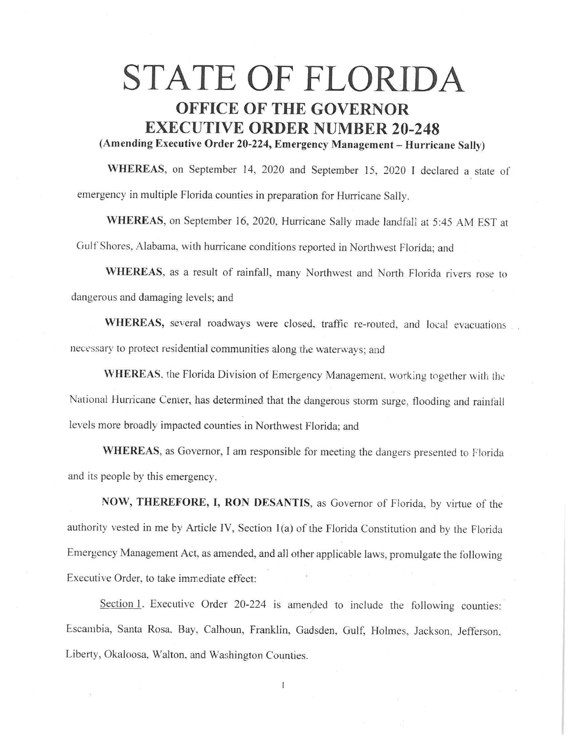# STATE OF FLORIDA

## OFFICE OF THE GOVERNOR
## EXECUTIVE ORDER NUMBER 20-248

**(Amending Executive Order 20-224, Emergency Management – Hurricane Sally)**

**WHEREAS**, on September 14, 2020 and September 15, 2020 I declared a state of emergency in multiple Florida counties in preparation for Hurricane Sally.

**WHEREAS**, on September 16, 2020, Hurricane Sally made landfall at 5:45 AM EST at Gulf Shores, Alabama, with hurricane conditions reported in Northwest Florida; and

**WHEREAS**, as a result of rainfall, many Northwest and North Florida rivers rose to dangerous and damaging levels; and

**WHEREAS**, several roadways were closed, traffic re-routed, and local evacuations necessary to protect residential communities along the waterways; and

**WHEREAS**, the Florida Division of Emergency Management, working together with the National Hurricane Center, has determined that the dangerous storm surge, flooding and rainfall levels more broadly impacted counties in Northwest Florida; and

**WHEREAS**, as Governor, I am responsible for meeting the dangers presented to Florida and its people by this emergency.

**NOW, THEREFORE, I, RON DESANTIS**, as Governor of Florida, by virtue of the authority vested in me by Article IV, Section 1(a) of the Florida Constitution and by the Florida Emergency Management Act, as amended, and all other applicable laws, promulgate the following Executive Order, to take immediate effect:

Section 1. Executive Order 20-224 is amended to include the following counties: Escambia, Santa Rosa, Bay, Calhoun, Franklin, Gadsden, Gulf, Holmes, Jackson, Jefferson, Liberty, Okaloosa, Walton, and Washington Counties.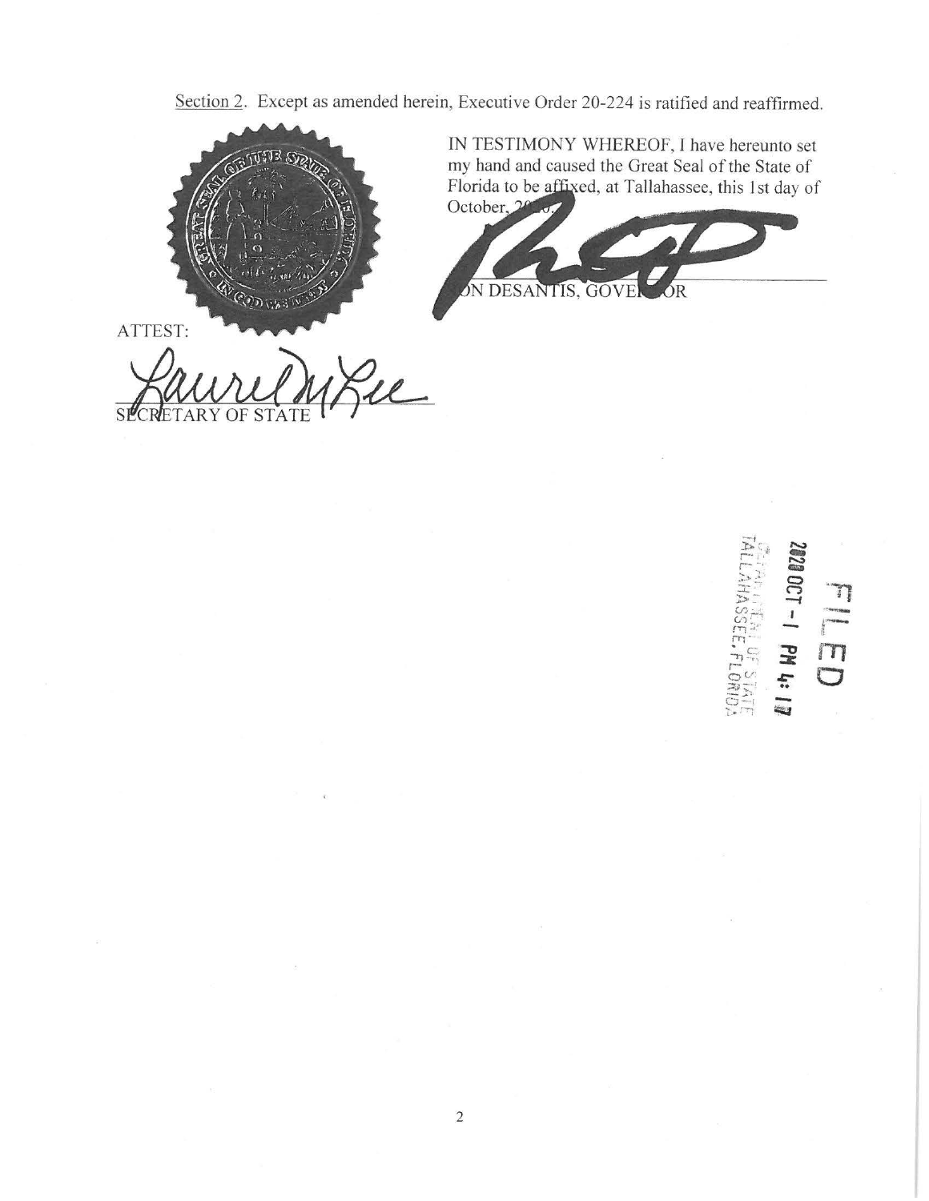Section 2. Except as amended herein, Executive Order 20-224 is ratified and reaffirmed.

IN TESTIMONY WHEREOF, I have hereunto set my hand and caused the Great Seal of the State of Florida to be affixed, at Tallahassee, this 1st day of October, 2020.

RON DESANTIS, GOVERNOR

ATTEST:

SECRETARY OF STATE

FILED

2020 OCT -1 PM 4:17

DEPARTMENT OF STATE
TALLAHASSEE, FLORIDA